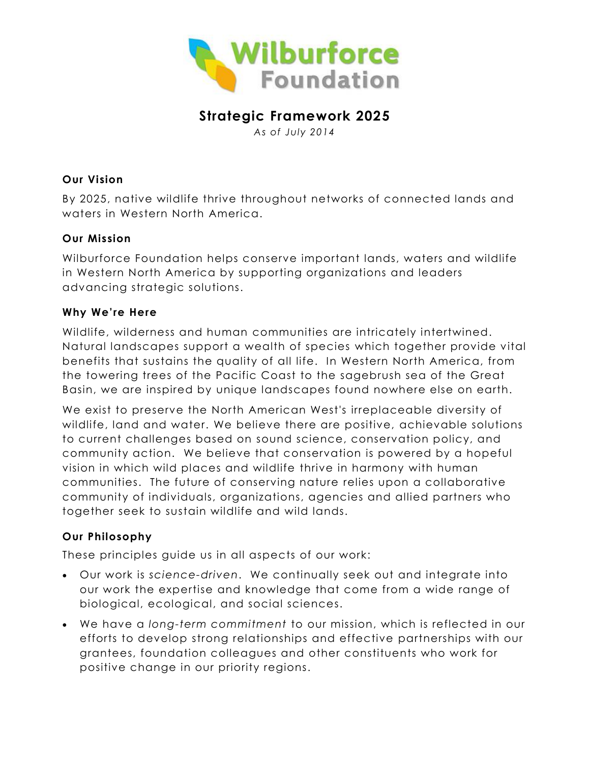# Wilburforce Foundation

## Strategic Framework 2025

*As of July 2014*

### Our Vision

By 2025, native wildlife thrive throughout networks of connected lands and waters in Western North America.

### Our Mission

Wilburforce Foundation helps conserve important lands, waters and wildlife in Western North America by supporting organizations and leaders advancing strategic solutions.

### Why We're Here

Wildlife, wilderness and human communities are intricately intertwined. Natural landscapes support a wealth of species which together provide vital benefits that sustains the quality of all life. In Western North America, from the towering trees of the Pacific Coast to the sagebrush sea of the Great Basin, we are inspired by unique landscapes found nowhere else on earth.

We exist to preserve the North American West's irreplaceable diversity of wildlife, land and water. We believe there are positive, achievable solutions to current challenges based on sound science, conservation policy, and community action. We believe that conservation is powered by a hopeful vision in which wild places and wildlife thrive in harmony with human communities. The future of conserving nature relies upon a collaborative community of individuals, organizations, agencies and allied partners who together seek to sustain wildlife and wild lands.

### Our Philosophy

These principles guide us in all aspects of our work:

- Our work is *science-driven*. We continually seek out and integrate into our work the expertise and knowledge that come from a wide range of biological, ecological, and social sciences.
- We have a *long-term commitment* to our mission, which is reflected in our efforts to develop strong relationships and effective partnerships with our grantees, foundation colleagues and other constituents who work for positive change in our priority regions.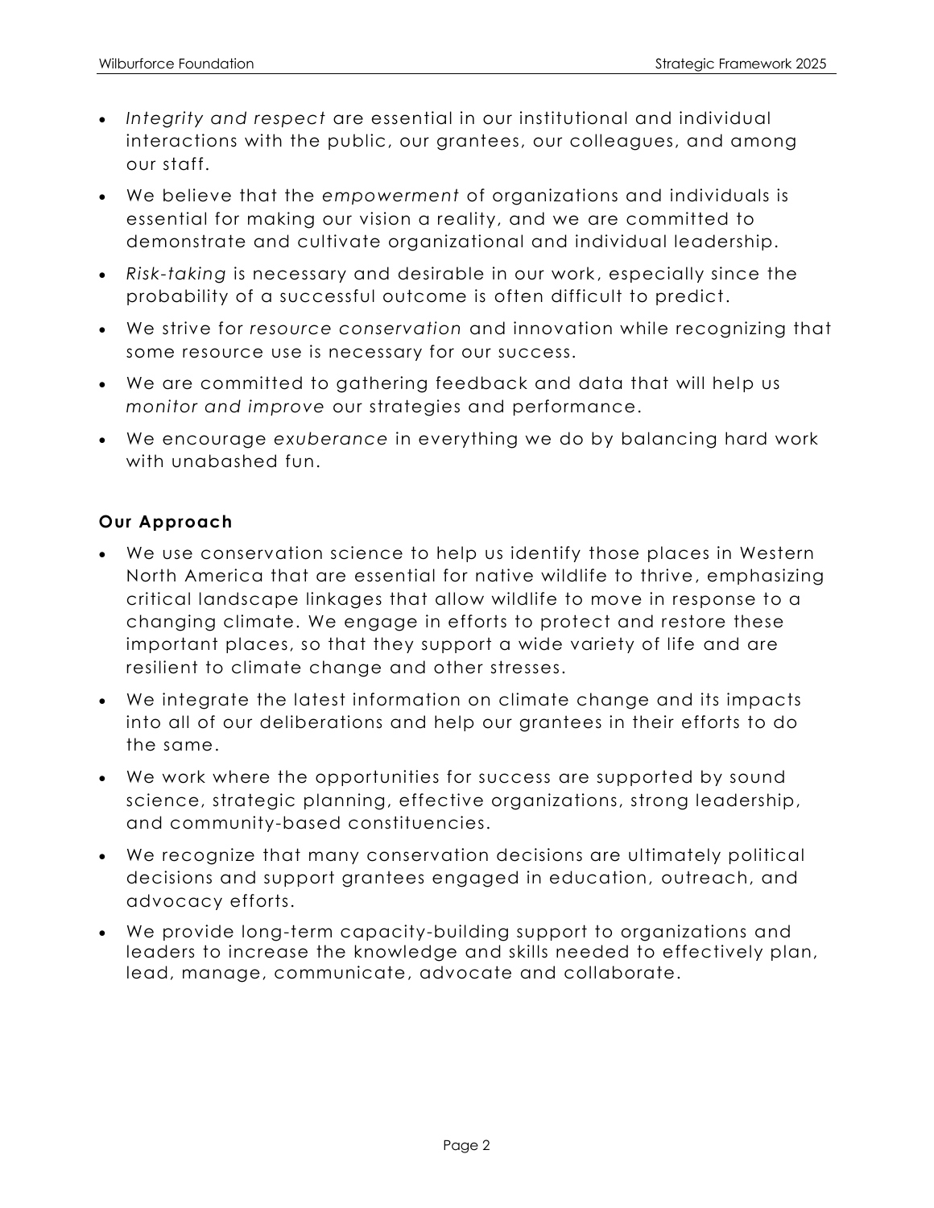- *Integrity and respect* are essential in our institutional and individual interactions with the public, our grantees, our colleagues, and among our staff.
- We believe that the *empowerment* of organizations and individuals is essential for making our vision a reality, and we are committed to demonstrate and cultivate organizational and individual leadership.
- *Risk-taking* is necessary and desirable in our work, especially since the probability of a successful outcome is often difficult to predict.
- We strive for *resource conservation* and innovation while recognizing that some resource use is necessary for our success.
- We are committed to gathering feedback and data that will help us *monitor and improve* our strategies and performance.
- We encourage *exuberance* in everything we do by balancing hard work with unabashed fun.

**Our Approach**

- We use conservation science to help us identify those places in Western North America that are essential for native wildlife to thrive, emphasizing critical landscape linkages that allow wildlife to move in response to a changing climate. We engage in efforts to protect and restore these important places, so that they support a wide variety of life and are resilient to climate change and other stresses.
- We integrate the latest information on climate change and its impacts into all of our deliberations and help our grantees in their efforts to do the same.
- We work where the opportunities for success are supported by sound science, strategic planning, effective organizations, strong leadership, and community-based constituencies.
- We recognize that many conservation decisions are ultimately political decisions and support grantees engaged in education, outreach, and advocacy efforts.
- We provide long-term capacity-building support to organizations and leaders to increase the knowledge and skills needed to effectively plan, lead, manage, communicate, advocate and collaborate.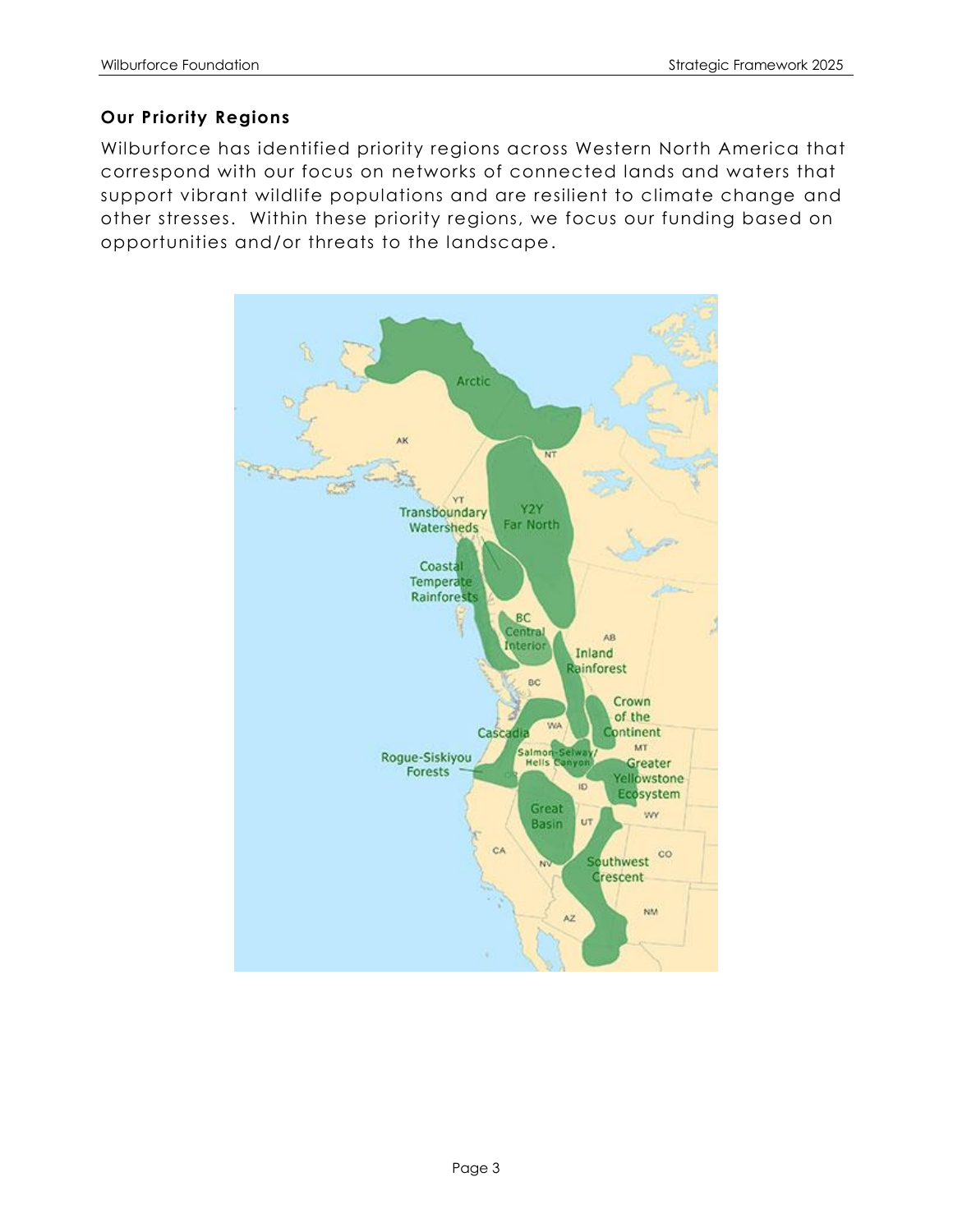**Our Priority Regions**

Wilburforce has identified priority regions across Western North America that correspond with our focus on networks of connected lands and waters that support vibrant wildlife populations and are resilient to climate change and other stresses. Within these priority regions, we focus our funding based on opportunities and/or threats to the landscape.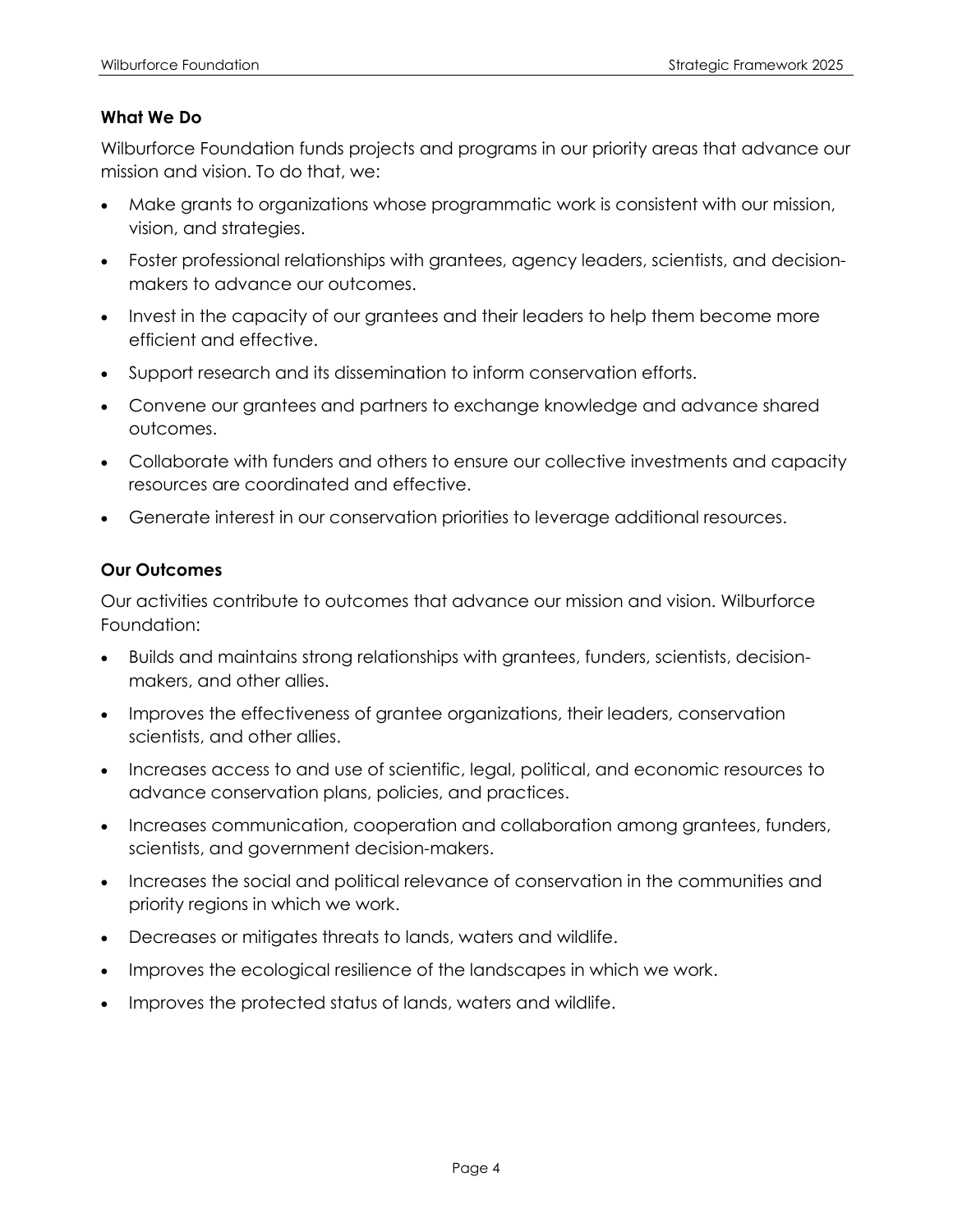**What We Do**

Wilburforce Foundation funds projects and programs in our priority areas that advance our mission and vision. To do that, we:

- Make grants to organizations whose programmatic work is consistent with our mission, vision, and strategies.
- Foster professional relationships with grantees, agency leaders, scientists, and decision-makers to advance our outcomes.
- Invest in the capacity of our grantees and their leaders to help them become more efficient and effective.
- Support research and its dissemination to inform conservation efforts.
- Convene our grantees and partners to exchange knowledge and advance shared outcomes.
- Collaborate with funders and others to ensure our collective investments and capacity resources are coordinated and effective.
- Generate interest in our conservation priorities to leverage additional resources.

**Our Outcomes**

Our activities contribute to outcomes that advance our mission and vision. Wilburforce Foundation:

- Builds and maintains strong relationships with grantees, funders, scientists, decision-makers, and other allies.
- Improves the effectiveness of grantee organizations, their leaders, conservation scientists, and other allies.
- Increases access to and use of scientific, legal, political, and economic resources to advance conservation plans, policies, and practices.
- Increases communication, cooperation and collaboration among grantees, funders, scientists, and government decision-makers.
- Increases the social and political relevance of conservation in the communities and priority regions in which we work.
- Decreases or mitigates threats to lands, waters and wildlife.
- Improves the ecological resilience of the landscapes in which we work.
- Improves the protected status of lands, waters and wildlife.